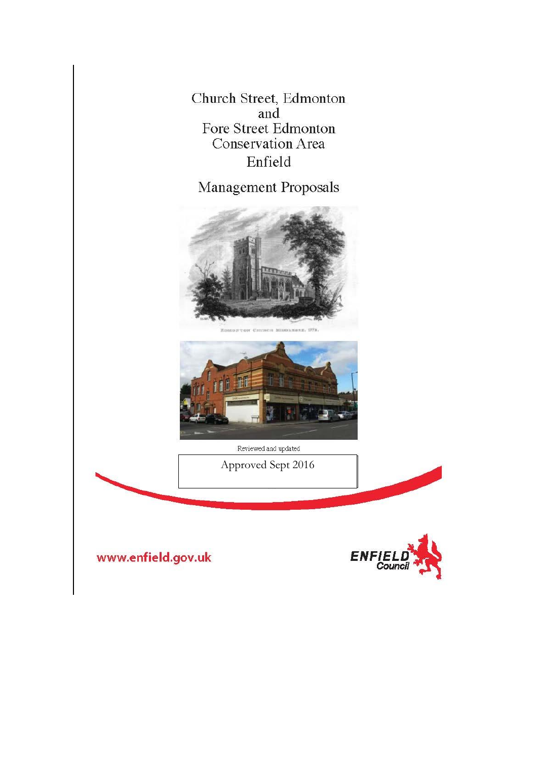# Church Street, Edmonton and Fore Street Edmonton Conservation Area Enfield

## Management Proposals

EDMONTON CHURCH MIDDLESEX. 1773.

Reviewed and updated

Approved Sept 2016

www.enfield.gov.uk

ENFIELD Council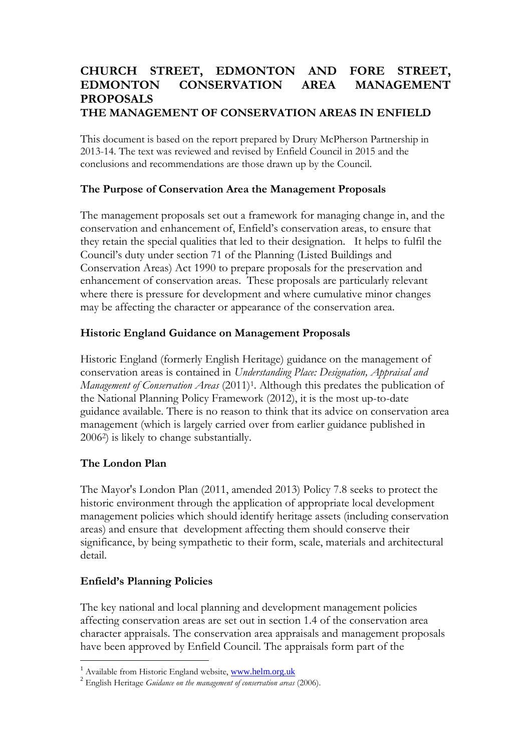# CHURCH STREET, EDMONTON AND FORE STREET, EDMONTON CONSERVATION AREA MANAGEMENT PROPOSALS

# THE MANAGEMENT OF CONSERVATION AREAS IN ENFIELD

This document is based on the report prepared by Drury McPherson Partnership in 2013-14. The text was reviewed and revised by Enfield Council in 2015 and the conclusions and recommendations are those drawn up by the Council.

## The Purpose of Conservation Area the Management Proposals

The management proposals set out a framework for managing change in, and the conservation and enhancement of, Enfield's conservation areas, to ensure that they retain the special qualities that led to their designation. It helps to fulfil the Council's duty under section 71 of the Planning (Listed Buildings and Conservation Areas) Act 1990 to prepare proposals for the preservation and enhancement of conservation areas. These proposals are particularly relevant where there is pressure for development and where cumulative minor changes may be affecting the character or appearance of the conservation area.

## Historic England Guidance on Management Proposals

Historic England (formerly English Heritage) guidance on the management of conservation areas is contained in *Understanding Place: Designation, Appraisal and Management of Conservation Areas* (2011)[1]. Although this predates the publication of the National Planning Policy Framework (2012), it is the most up-to-date guidance available. There is no reason to think that its advice on conservation area management (which is largely carried over from earlier guidance published in 2006[2]) is likely to change substantially.

## The London Plan

The Mayor's London Plan (2011, amended 2013) Policy 7.8 seeks to protect the historic environment through the application of appropriate local development management policies which should identify heritage assets (including conservation areas) and ensure that development affecting them should conserve their significance, by being sympathetic to their form, scale, materials and architectural detail.

## Enfield's Planning Policies

The key national and local planning and development management policies affecting conservation areas are set out in section 1.4 of the conservation area character appraisals. The conservation area appraisals and management proposals have been approved by Enfield Council. The appraisals form part of the

---

[1] Available from Historic England website, www.helm.org.uk

[2] English Heritage *Guidance on the management of conservation areas* (2006).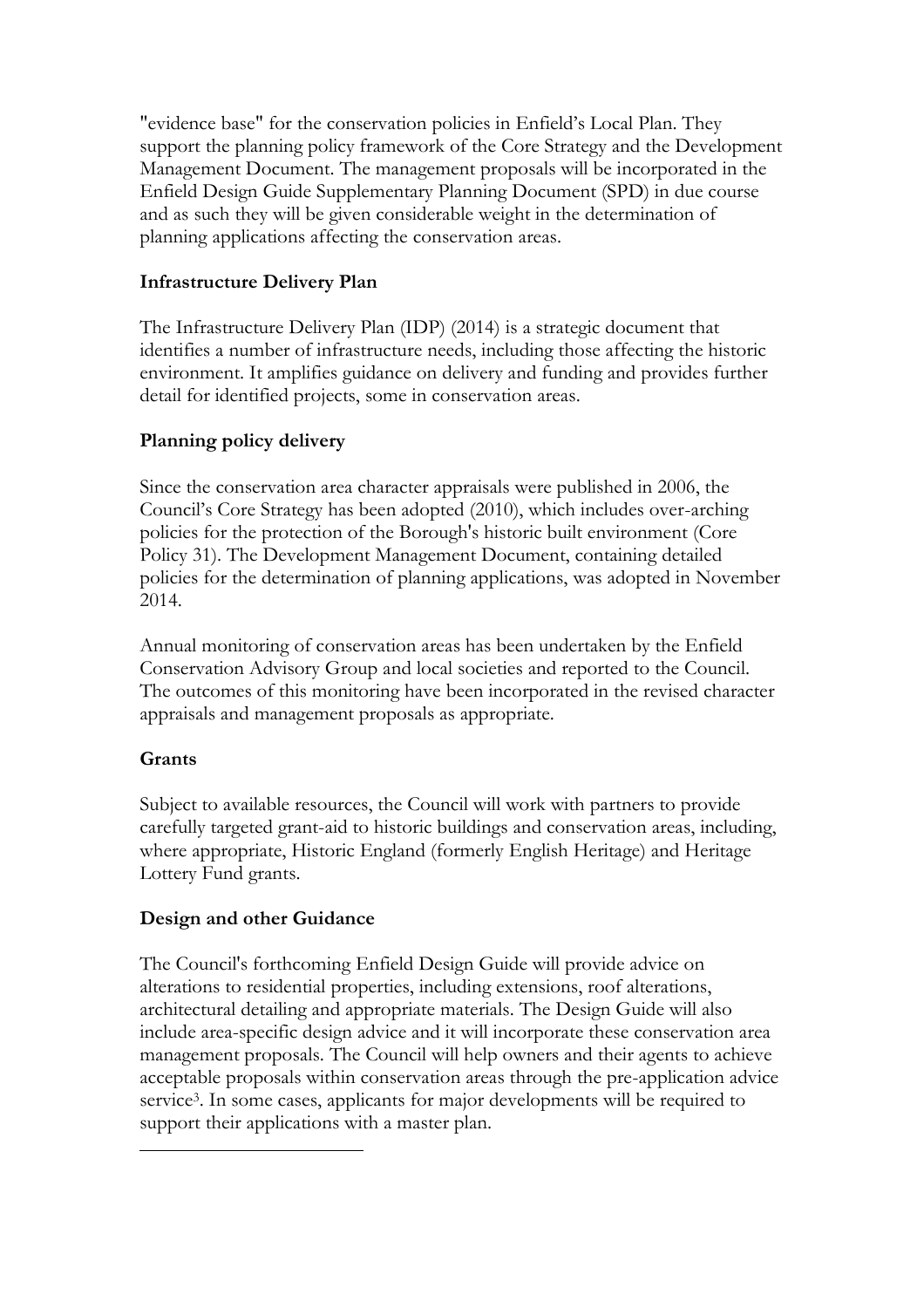"evidence base" for the conservation policies in Enfield's Local Plan. They support the planning policy framework of the Core Strategy and the Development Management Document. The management proposals will be incorporated in the Enfield Design Guide Supplementary Planning Document (SPD) in due course and as such they will be given considerable weight in the determination of planning applications affecting the conservation areas.

**Infrastructure Delivery Plan**

The Infrastructure Delivery Plan (IDP) (2014) is a strategic document that identifies a number of infrastructure needs, including those affecting the historic environment. It amplifies guidance on delivery and funding and provides further detail for identified projects, some in conservation areas.

**Planning policy delivery**

Since the conservation area character appraisals were published in 2006, the Council's Core Strategy has been adopted (2010), which includes over-arching policies for the protection of the Borough's historic built environment (Core Policy 31). The Development Management Document, containing detailed policies for the determination of planning applications, was adopted in November 2014.

Annual monitoring of conservation areas has been undertaken by the Enfield Conservation Advisory Group and local societies and reported to the Council. The outcomes of this monitoring have been incorporated in the revised character appraisals and management proposals as appropriate.

**Grants**

Subject to available resources, the Council will work with partners to provide carefully targeted grant-aid to historic buildings and conservation areas, including, where appropriate, Historic England (formerly English Heritage) and Heritage Lottery Fund grants.

**Design and other Guidance**

The Council's forthcoming Enfield Design Guide will provide advice on alterations to residential properties, including extensions, roof alterations, architectural detailing and appropriate materials. The Design Guide will also include area-specific design advice and it will incorporate these conservation area management proposals. The Council will help owners and their agents to achieve acceptable proposals within conservation areas through the pre-application advice service[3]. In some cases, applicants for major developments will be required to support their applications with a master plan.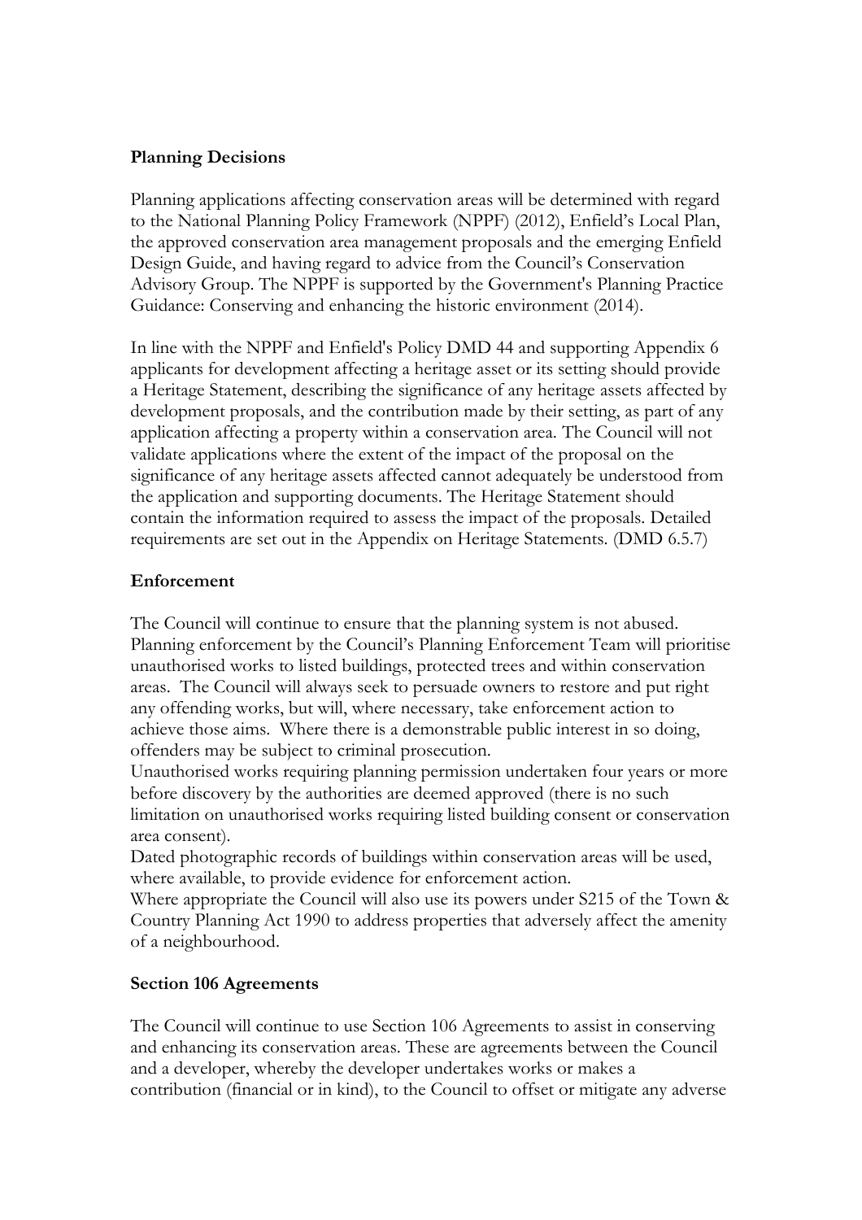**Planning Decisions**

Planning applications affecting conservation areas will be determined with regard to the National Planning Policy Framework (NPPF) (2012), Enfield's Local Plan, the approved conservation area management proposals and the emerging Enfield Design Guide, and having regard to advice from the Council's Conservation Advisory Group. The NPPF is supported by the Government's Planning Practice Guidance: Conserving and enhancing the historic environment (2014).

In line with the NPPF and Enfield's Policy DMD 44 and supporting Appendix 6 applicants for development affecting a heritage asset or its setting should provide a Heritage Statement, describing the significance of any heritage assets affected by development proposals, and the contribution made by their setting, as part of any application affecting a property within a conservation area. The Council will not validate applications where the extent of the impact of the proposal on the significance of any heritage assets affected cannot adequately be understood from the application and supporting documents. The Heritage Statement should contain the information required to assess the impact of the proposals. Detailed requirements are set out in the Appendix on Heritage Statements. (DMD 6.5.7)

**Enforcement**

The Council will continue to ensure that the planning system is not abused. Planning enforcement by the Council's Planning Enforcement Team will prioritise unauthorised works to listed buildings, protected trees and within conservation areas. The Council will always seek to persuade owners to restore and put right any offending works, but will, where necessary, take enforcement action to achieve those aims. Where there is a demonstrable public interest in so doing, offenders may be subject to criminal prosecution.
Unauthorised works requiring planning permission undertaken four years or more before discovery by the authorities are deemed approved (there is no such limitation on unauthorised works requiring listed building consent or conservation area consent).
Dated photographic records of buildings within conservation areas will be used, where available, to provide evidence for enforcement action.
Where appropriate the Council will also use its powers under S215 of the Town & Country Planning Act 1990 to address properties that adversely affect the amenity of a neighbourhood.

**Section 106 Agreements**

The Council will continue to use Section 106 Agreements to assist in conserving and enhancing its conservation areas. These are agreements between the Council and a developer, whereby the developer undertakes works or makes a contribution (financial or in kind), to the Council to offset or mitigate any adverse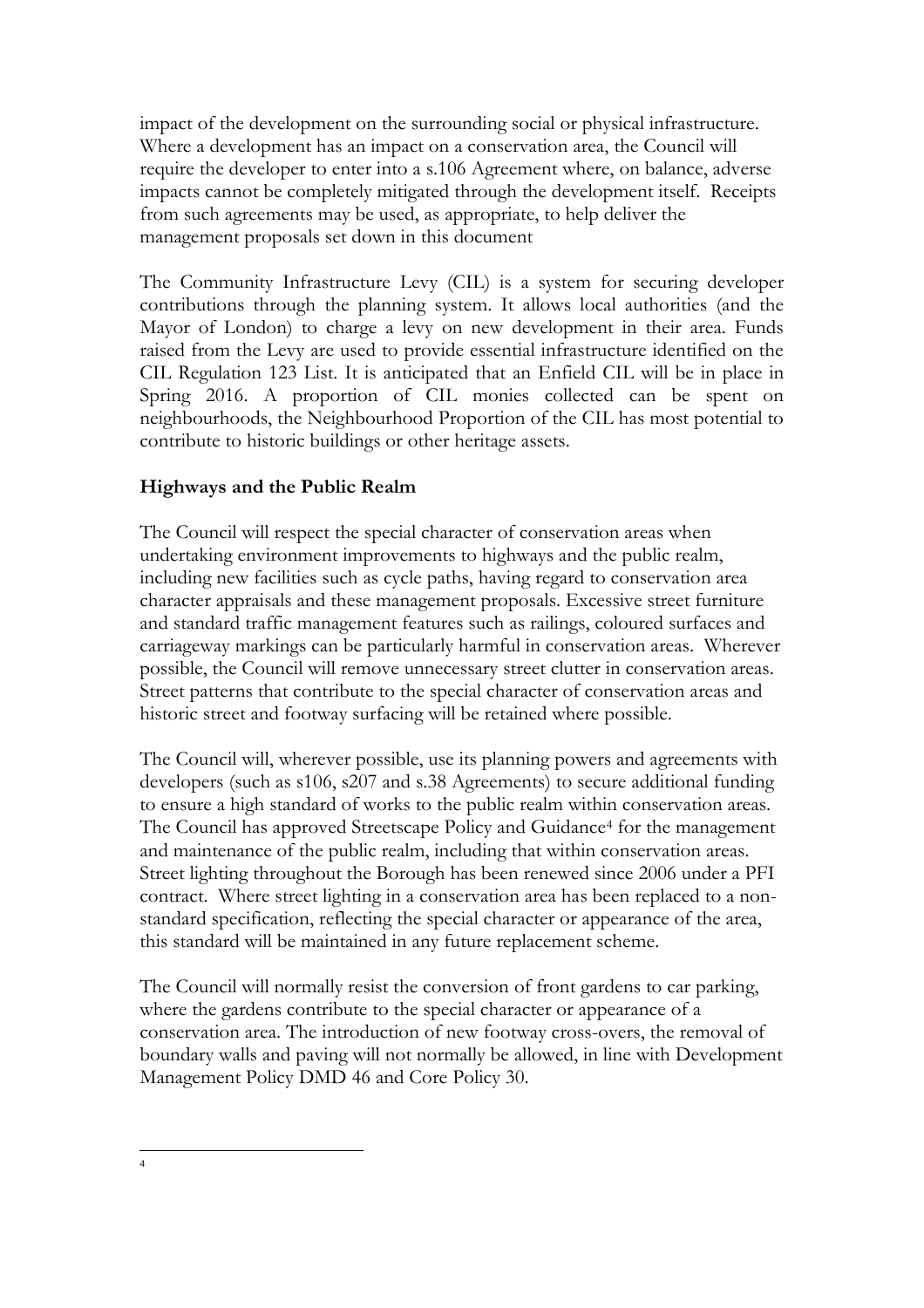impact of the development on the surrounding social or physical infrastructure. Where a development has an impact on a conservation area, the Council will require the developer to enter into a s.106 Agreement where, on balance, adverse impacts cannot be completely mitigated through the development itself. Receipts from such agreements may be used, as appropriate, to help deliver the management proposals set down in this document

The Community Infrastructure Levy (CIL) is a system for securing developer contributions through the planning system. It allows local authorities (and the Mayor of London) to charge a levy on new development in their area. Funds raised from the Levy are used to provide essential infrastructure identified on the CIL Regulation 123 List. It is anticipated that an Enfield CIL will be in place in Spring 2016. A proportion of CIL monies collected can be spent on neighbourhoods, the Neighbourhood Proportion of the CIL has most potential to contribute to historic buildings or other heritage assets.

**Highways and the Public Realm**

The Council will respect the special character of conservation areas when undertaking environment improvements to highways and the public realm, including new facilities such as cycle paths, having regard to conservation area character appraisals and these management proposals. Excessive street furniture and standard traffic management features such as railings, coloured surfaces and carriageway markings can be particularly harmful in conservation areas. Wherever possible, the Council will remove unnecessary street clutter in conservation areas. Street patterns that contribute to the special character of conservation areas and historic street and footway surfacing will be retained where possible.

The Council will, wherever possible, use its planning powers and agreements with developers (such as s106, s207 and s.38 Agreements) to secure additional funding to ensure a high standard of works to the public realm within conservation areas. The Council has approved Streetscape Policy and Guidance[4] for the management and maintenance of the public realm, including that within conservation areas. Street lighting throughout the Borough has been renewed since 2006 under a PFI contract. Where street lighting in a conservation area has been replaced to a non-standard specification, reflecting the special character or appearance of the area, this standard will be maintained in any future replacement scheme.

The Council will normally resist the conversion of front gardens to car parking, where the gardens contribute to the special character or appearance of a conservation area. The introduction of new footway cross-overs, the removal of boundary walls and paving will not normally be allowed, in line with Development Management Policy DMD 46 and Core Policy 30.

---

[4]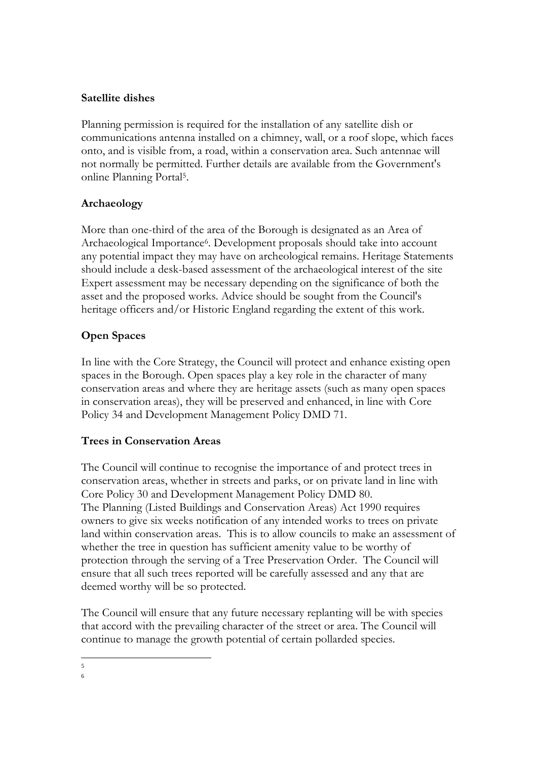**Satellite dishes**

Planning permission is required for the installation of any satellite dish or communications antenna installed on a chimney, wall, or a roof slope, which faces onto, and is visible from, a road, within a conservation area. Such antennae will not normally be permitted. Further details are available from the Government's online Planning Portal[5].

**Archaeology**

More than one-third of the area of the Borough is designated as an Area of Archaeological Importance[6]. Development proposals should take into account any potential impact they may have on archeological remains. Heritage Statements should include a desk-based assessment of the archaeological interest of the site Expert assessment may be necessary depending on the significance of both the asset and the proposed works. Advice should be sought from the Council's heritage officers and/or Historic England regarding the extent of this work.

**Open Spaces**

In line with the Core Strategy, the Council will protect and enhance existing open spaces in the Borough. Open spaces play a key role in the character of many conservation areas and where they are heritage assets (such as many open spaces in conservation areas), they will be preserved and enhanced, in line with Core Policy 34 and Development Management Policy DMD 71.

**Trees in Conservation Areas**

The Council will continue to recognise the importance of and protect trees in conservation areas, whether in streets and parks, or on private land in line with Core Policy 30 and Development Management Policy DMD 80.
The Planning (Listed Buildings and Conservation Areas) Act 1990 requires owners to give six weeks notification of any intended works to trees on private land within conservation areas. This is to allow councils to make an assessment of whether the tree in question has sufficient amenity value to be worthy of protection through the serving of a Tree Preservation Order. The Council will ensure that all such trees reported will be carefully assessed and any that are deemed worthy will be so protected.

The Council will ensure that any future necessary replanting will be with species that accord with the prevailing character of the street or area. The Council will continue to manage the growth potential of certain pollarded species.

---

[5]

[6]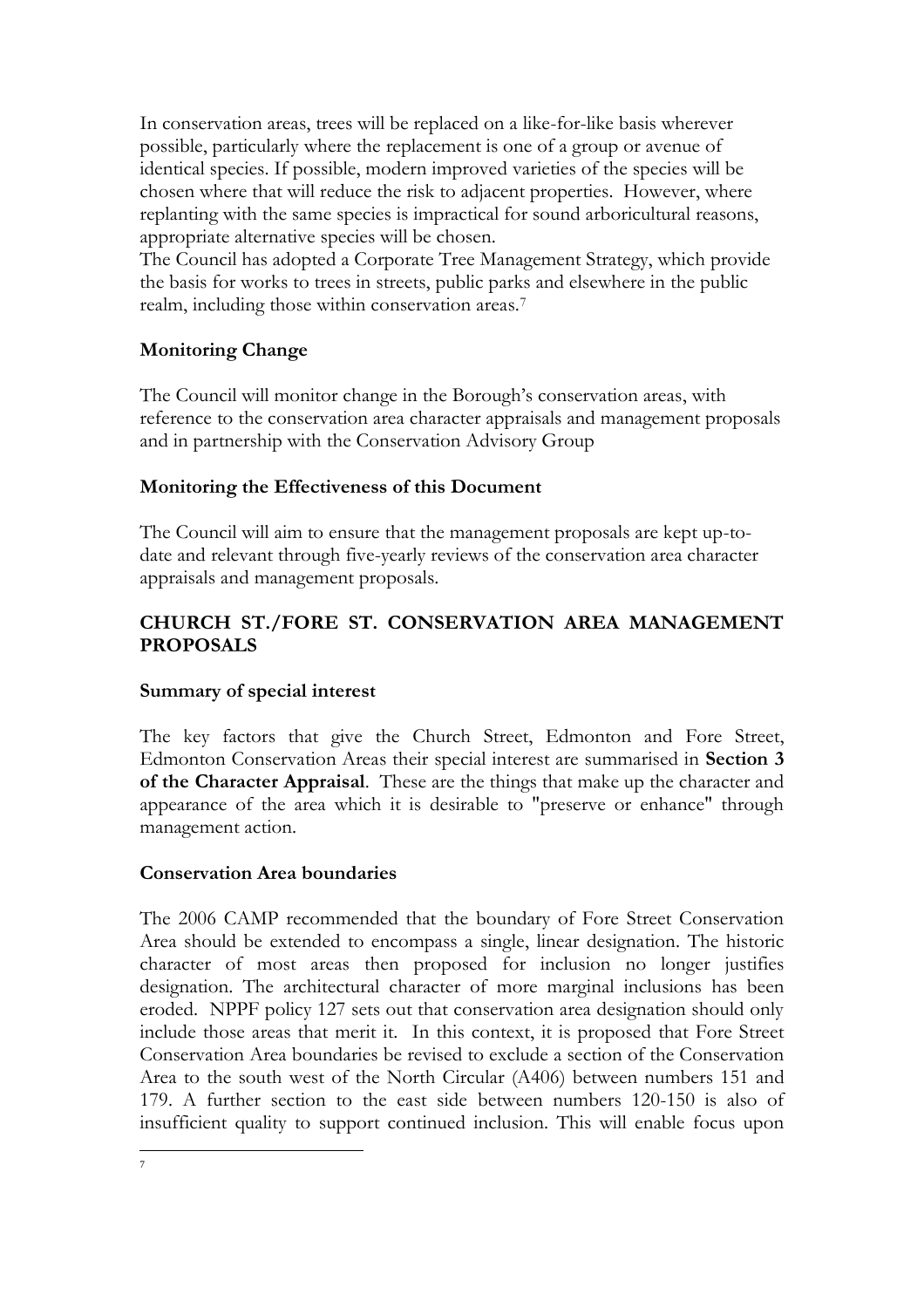In conservation areas, trees will be replaced on a like-for-like basis wherever possible, particularly where the replacement is one of a group or avenue of identical species. If possible, modern improved varieties of the species will be chosen where that will reduce the risk to adjacent properties. However, where replanting with the same species is impractical for sound arboricultural reasons, appropriate alternative species will be chosen.

The Council has adopted a Corporate Tree Management Strategy, which provide the basis for works to trees in streets, public parks and elsewhere in the public realm, including those within conservation areas.[7]

### Monitoring Change

The Council will monitor change in the Borough's conservation areas, with reference to the conservation area character appraisals and management proposals and in partnership with the Conservation Advisory Group

### Monitoring the Effectiveness of this Document

The Council will aim to ensure that the management proposals are kept up-to-date and relevant through five-yearly reviews of the conservation area character appraisals and management proposals.

## CHURCH ST./FORE ST. CONSERVATION AREA MANAGEMENT PROPOSALS

### Summary of special interest

The key factors that give the Church Street, Edmonton and Fore Street, Edmonton Conservation Areas their special interest are summarised in **Section 3 of the Character Appraisal**. These are the things that make up the character and appearance of the area which it is desirable to "preserve or enhance" through management action.

### Conservation Area boundaries

The 2006 CAMP recommended that the boundary of Fore Street Conservation Area should be extended to encompass a single, linear designation. The historic character of most areas then proposed for inclusion no longer justifies designation. The architectural character of more marginal inclusions has been eroded. NPPF policy 127 sets out that conservation area designation should only include those areas that merit it. In this context, it is proposed that Fore Street Conservation Area boundaries be revised to exclude a section of the Conservation Area to the south west of the North Circular (A406) between numbers 151 and 179. A further section to the east side between numbers 120-150 is also of insufficient quality to support continued inclusion. This will enable focus upon

[7]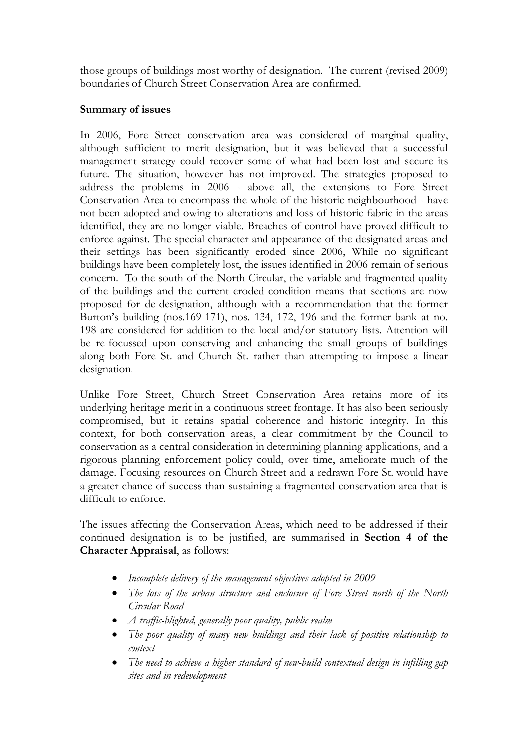those groups of buildings most worthy of designation. The current (revised 2009) boundaries of Church Street Conservation Area are confirmed.

**Summary of issues**

In 2006, Fore Street conservation area was considered of marginal quality, although sufficient to merit designation, but it was believed that a successful management strategy could recover some of what had been lost and secure its future. The situation, however has not improved. The strategies proposed to address the problems in 2006 - above all, the extensions to Fore Street Conservation Area to encompass the whole of the historic neighbourhood - have not been adopted and owing to alterations and loss of historic fabric in the areas identified, they are no longer viable. Breaches of control have proved difficult to enforce against. The special character and appearance of the designated areas and their settings has been significantly eroded since 2006, While no significant buildings have been completely lost, the issues identified in 2006 remain of serious concern. To the south of the North Circular, the variable and fragmented quality of the buildings and the current eroded condition means that sections are now proposed for de-designation, although with a recommendation that the former Burton's building (nos.169-171), nos. 134, 172, 196 and the former bank at no. 198 are considered for addition to the local and/or statutory lists. Attention will be re-focussed upon conserving and enhancing the small groups of buildings along both Fore St. and Church St. rather than attempting to impose a linear designation.

Unlike Fore Street, Church Street Conservation Area retains more of its underlying heritage merit in a continuous street frontage. It has also been seriously compromised, but it retains spatial coherence and historic integrity. In this context, for both conservation areas, a clear commitment by the Council to conservation as a central consideration in determining planning applications, and a rigorous planning enforcement policy could, over time, ameliorate much of the damage. Focusing resources on Church Street and a redrawn Fore St. would have a greater chance of success than sustaining a fragmented conservation area that is difficult to enforce.

The issues affecting the Conservation Areas, which need to be addressed if their continued designation is to be justified, are summarised in **Section 4 of the Character Appraisal**, as follows:

- *Incomplete delivery of the management objectives adopted in 2009*
- *The loss of the urban structure and enclosure of Fore Street north of the North Circular Road*
- *A traffic-blighted, generally poor quality, public realm*
- *The poor quality of many new buildings and their lack of positive relationship to context*
- *The need to achieve a higher standard of new-build contextual design in infilling gap sites and in redevelopment*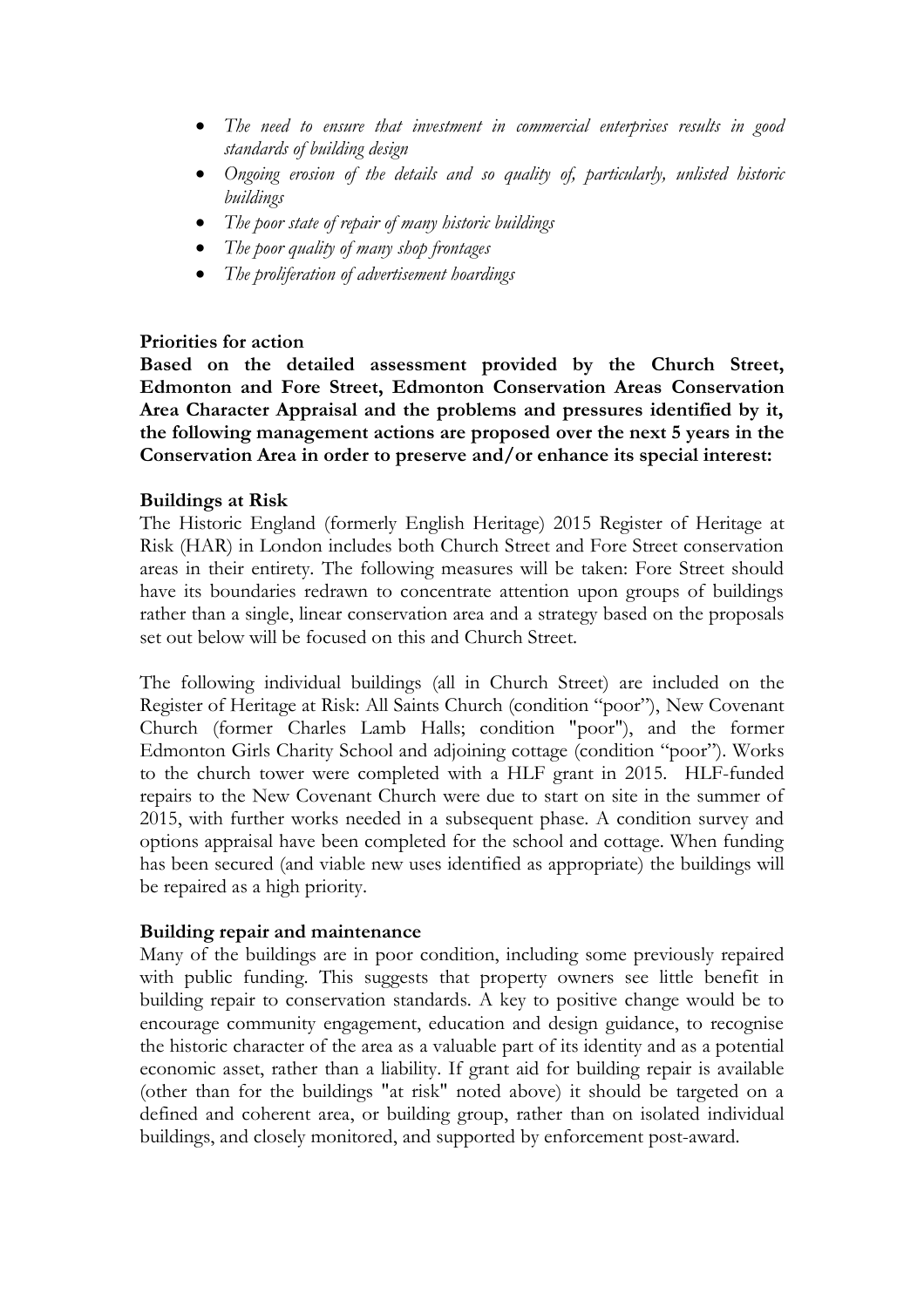- *The need to ensure that investment in commercial enterprises results in good standards of building design*
- *Ongoing erosion of the details and so quality of, particularly, unlisted historic buildings*
- *The poor state of repair of many historic buildings*
- *The poor quality of many shop frontages*
- *The proliferation of advertisement hoardings*

**Priorities for action**

**Based on the detailed assessment provided by the Church Street, Edmonton and Fore Street, Edmonton Conservation Areas Conservation Area Character Appraisal and the problems and pressures identified by it, the following management actions are proposed over the next 5 years in the Conservation Area in order to preserve and/or enhance its special interest:**

**Buildings at Risk**

The Historic England (formerly English Heritage) 2015 Register of Heritage at Risk (HAR) in London includes both Church Street and Fore Street conservation areas in their entirety. The following measures will be taken: Fore Street should have its boundaries redrawn to concentrate attention upon groups of buildings rather than a single, linear conservation area and a strategy based on the proposals set out below will be focused on this and Church Street.

The following individual buildings (all in Church Street) are included on the Register of Heritage at Risk: All Saints Church (condition "poor"), New Covenant Church (former Charles Lamb Halls; condition "poor"), and the former Edmonton Girls Charity School and adjoining cottage (condition "poor"). Works to the church tower were completed with a HLF grant in 2015. HLF-funded repairs to the New Covenant Church were due to start on site in the summer of 2015, with further works needed in a subsequent phase. A condition survey and options appraisal have been completed for the school and cottage. When funding has been secured (and viable new uses identified as appropriate) the buildings will be repaired as a high priority.

**Building repair and maintenance**

Many of the buildings are in poor condition, including some previously repaired with public funding. This suggests that property owners see little benefit in building repair to conservation standards. A key to positive change would be to encourage community engagement, education and design guidance, to recognise the historic character of the area as a valuable part of its identity and as a potential economic asset, rather than a liability. If grant aid for building repair is available (other than for the buildings "at risk" noted above) it should be targeted on a defined and coherent area, or building group, rather than on isolated individual buildings, and closely monitored, and supported by enforcement post-award.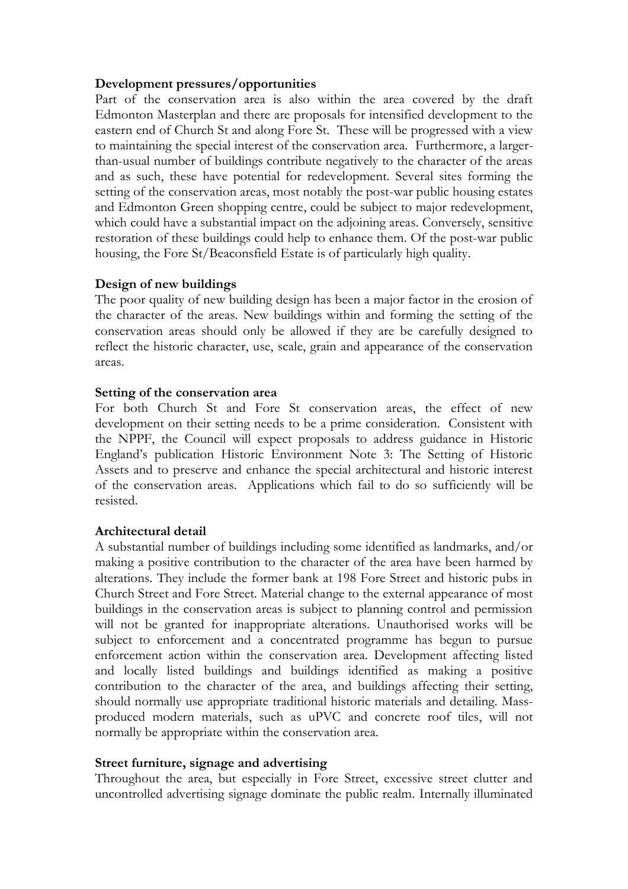**Development pressures/opportunities**

Part of the conservation area is also within the area covered by the draft Edmonton Masterplan and there are proposals for intensified development to the eastern end of Church St and along Fore St. These will be progressed with a view to maintaining the special interest of the conservation area. Furthermore, a larger-than-usual number of buildings contribute negatively to the character of the areas and as such, these have potential for redevelopment. Several sites forming the setting of the conservation areas, most notably the post-war public housing estates and Edmonton Green shopping centre, could be subject to major redevelopment, which could have a substantial impact on the adjoining areas. Conversely, sensitive restoration of these buildings could help to enhance them. Of the post-war public housing, the Fore St/Beaconsfield Estate is of particularly high quality.

**Design of new buildings**

The poor quality of new building design has been a major factor in the erosion of the character of the areas. New buildings within and forming the setting of the conservation areas should only be allowed if they are be carefully designed to reflect the historic character, use, scale, grain and appearance of the conservation areas.

**Setting of the conservation area**

For both Church St and Fore St conservation areas, the effect of new development on their setting needs to be a prime consideration. Consistent with the NPPF, the Council will expect proposals to address guidance in Historic England's publication Historic Environment Note 3: The Setting of Historic Assets and to preserve and enhance the special architectural and historic interest of the conservation areas. Applications which fail to do so sufficiently will be resisted.

**Architectural detail**

A substantial number of buildings including some identified as landmarks, and/or making a positive contribution to the character of the area have been harmed by alterations. They include the former bank at 198 Fore Street and historic pubs in Church Street and Fore Street. Material change to the external appearance of most buildings in the conservation areas is subject to planning control and permission will not be granted for inappropriate alterations. Unauthorised works will be subject to enforcement and a concentrated programme has begun to pursue enforcement action within the conservation area. Development affecting listed and locally listed buildings and buildings identified as making a positive contribution to the character of the area, and buildings affecting their setting, should normally use appropriate traditional historic materials and detailing. Mass-produced modern materials, such as uPVC and concrete roof tiles, will not normally be appropriate within the conservation area.

**Street furniture, signage and advertising**

Throughout the area, but especially in Fore Street, excessive street clutter and uncontrolled advertising signage dominate the public realm. Internally illuminated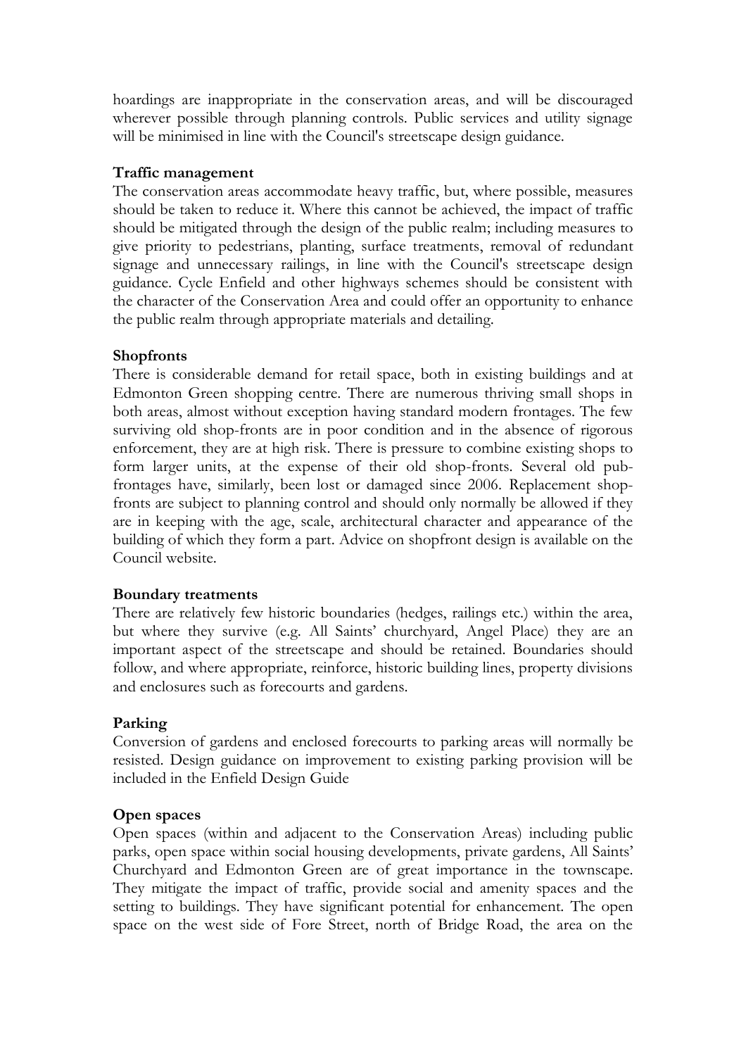hoardings are inappropriate in the conservation areas, and will be discouraged wherever possible through planning controls. Public services and utility signage will be minimised in line with the Council's streetscape design guidance.

**Traffic management**

The conservation areas accommodate heavy traffic, but, where possible, measures should be taken to reduce it. Where this cannot be achieved, the impact of traffic should be mitigated through the design of the public realm; including measures to give priority to pedestrians, planting, surface treatments, removal of redundant signage and unnecessary railings, in line with the Council's streetscape design guidance. Cycle Enfield and other highways schemes should be consistent with the character of the Conservation Area and could offer an opportunity to enhance the public realm through appropriate materials and detailing.

**Shopfronts**

There is considerable demand for retail space, both in existing buildings and at Edmonton Green shopping centre. There are numerous thriving small shops in both areas, almost without exception having standard modern frontages. The few surviving old shop-fronts are in poor condition and in the absence of rigorous enforcement, they are at high risk. There is pressure to combine existing shops to form larger units, at the expense of their old shop-fronts. Several old pub-frontages have, similarly, been lost or damaged since 2006. Replacement shop-fronts are subject to planning control and should only normally be allowed if they are in keeping with the age, scale, architectural character and appearance of the building of which they form a part. Advice on shopfront design is available on the Council website.

**Boundary treatments**

There are relatively few historic boundaries (hedges, railings etc.) within the area, but where they survive (e.g. All Saints' churchyard, Angel Place) they are an important aspect of the streetscape and should be retained. Boundaries should follow, and where appropriate, reinforce, historic building lines, property divisions and enclosures such as forecourts and gardens.

**Parking**

Conversion of gardens and enclosed forecourts to parking areas will normally be resisted. Design guidance on improvement to existing parking provision will be included in the Enfield Design Guide

**Open spaces**

Open spaces (within and adjacent to the Conservation Areas) including public parks, open space within social housing developments, private gardens, All Saints' Churchyard and Edmonton Green are of great importance in the townscape. They mitigate the impact of traffic, provide social and amenity spaces and the setting to buildings. They have significant potential for enhancement. The open space on the west side of Fore Street, north of Bridge Road, the area on the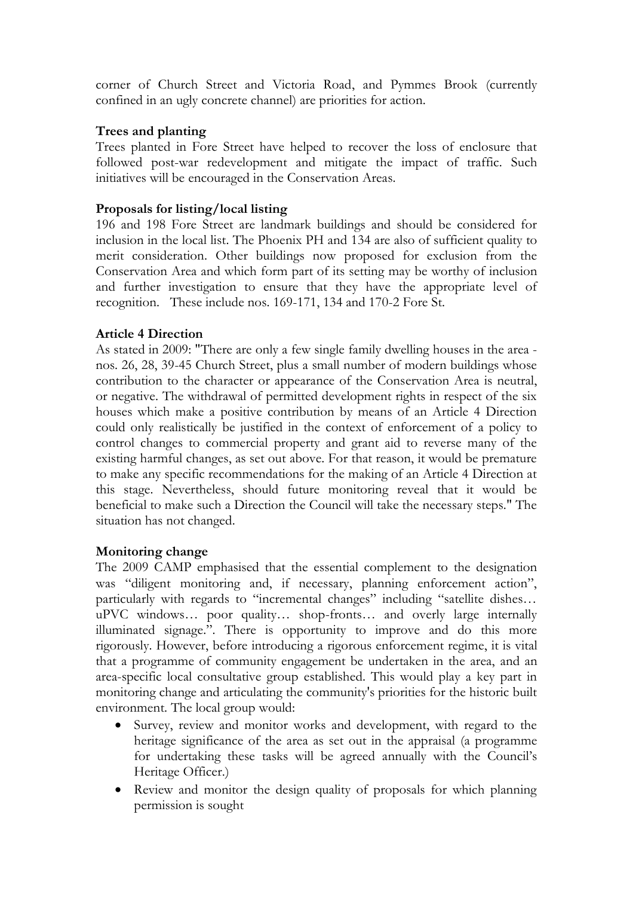corner of Church Street and Victoria Road, and Pymmes Brook (currently confined in an ugly concrete channel) are priorities for action.

**Trees and planting**

Trees planted in Fore Street have helped to recover the loss of enclosure that followed post-war redevelopment and mitigate the impact of traffic. Such initiatives will be encouraged in the Conservation Areas.

**Proposals for listing/local listing**

196 and 198 Fore Street are landmark buildings and should be considered for inclusion in the local list. The Phoenix PH and 134 are also of sufficient quality to merit consideration. Other buildings now proposed for exclusion from the Conservation Area and which form part of its setting may be worthy of inclusion and further investigation to ensure that they have the appropriate level of recognition. These include nos. 169-171, 134 and 170-2 Fore St.

**Article 4 Direction**

As stated in 2009: "There are only a few single family dwelling houses in the area - nos. 26, 28, 39-45 Church Street, plus a small number of modern buildings whose contribution to the character or appearance of the Conservation Area is neutral, or negative. The withdrawal of permitted development rights in respect of the six houses which make a positive contribution by means of an Article 4 Direction could only realistically be justified in the context of enforcement of a policy to control changes to commercial property and grant aid to reverse many of the existing harmful changes, as set out above. For that reason, it would be premature to make any specific recommendations for the making of an Article 4 Direction at this stage. Nevertheless, should future monitoring reveal that it would be beneficial to make such a Direction the Council will take the necessary steps." The situation has not changed.

**Monitoring change**

The 2009 CAMP emphasised that the essential complement to the designation was "diligent monitoring and, if necessary, planning enforcement action", particularly with regards to "incremental changes" including "satellite dishes… uPVC windows… poor quality… shop-fronts… and overly large internally illuminated signage.". There is opportunity to improve and do this more rigorously. However, before introducing a rigorous enforcement regime, it is vital that a programme of community engagement be undertaken in the area, and an area-specific local consultative group established. This would play a key part in monitoring change and articulating the community's priorities for the historic built environment. The local group would:

- Survey, review and monitor works and development, with regard to the heritage significance of the area as set out in the appraisal (a programme for undertaking these tasks will be agreed annually with the Council's Heritage Officer.)
- Review and monitor the design quality of proposals for which planning permission is sought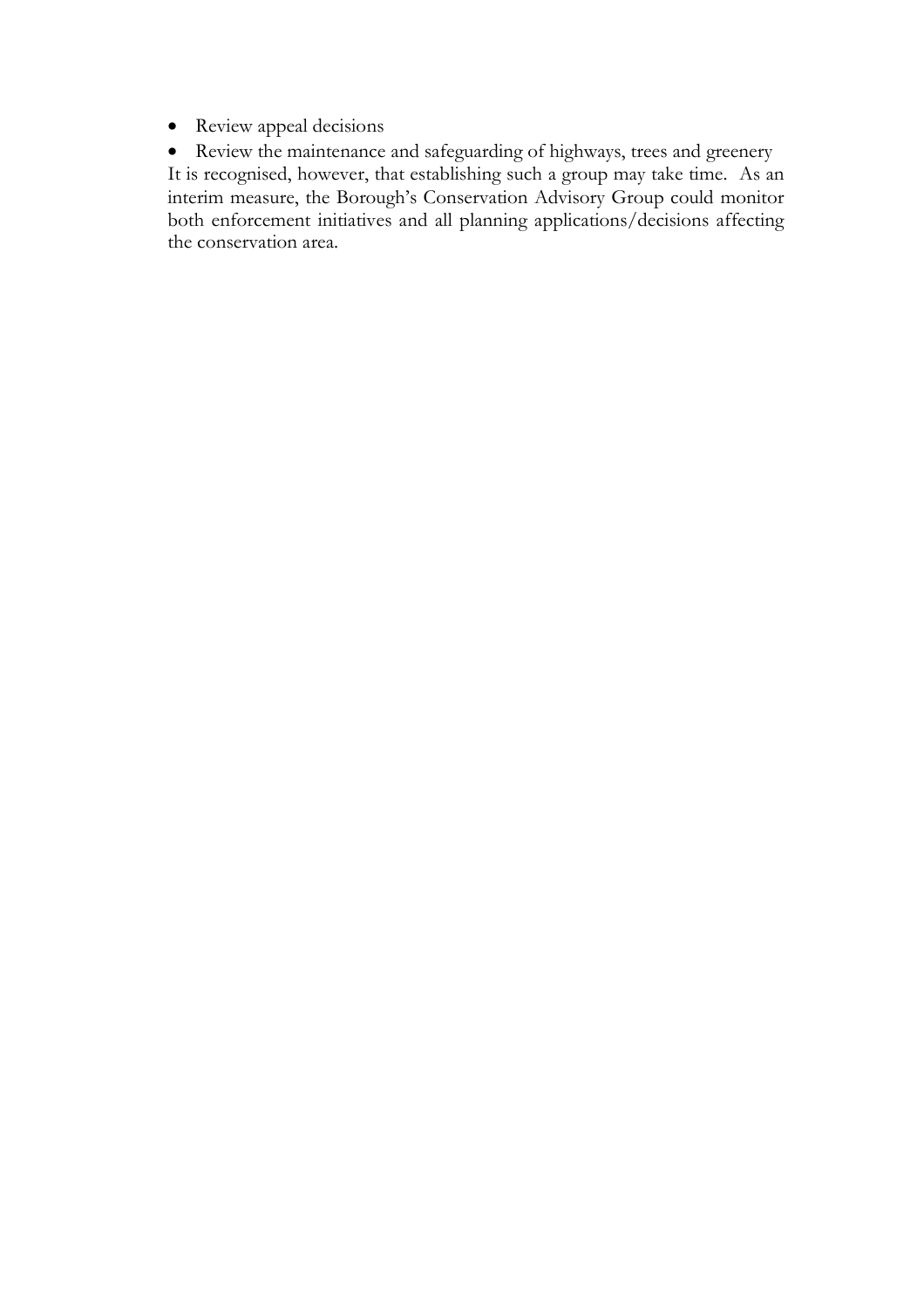- Review appeal decisions
- Review the maintenance and safeguarding of highways, trees and greenery

It is recognised, however, that establishing such a group may take time. As an interim measure, the Borough's Conservation Advisory Group could monitor both enforcement initiatives and all planning applications/decisions affecting the conservation area.